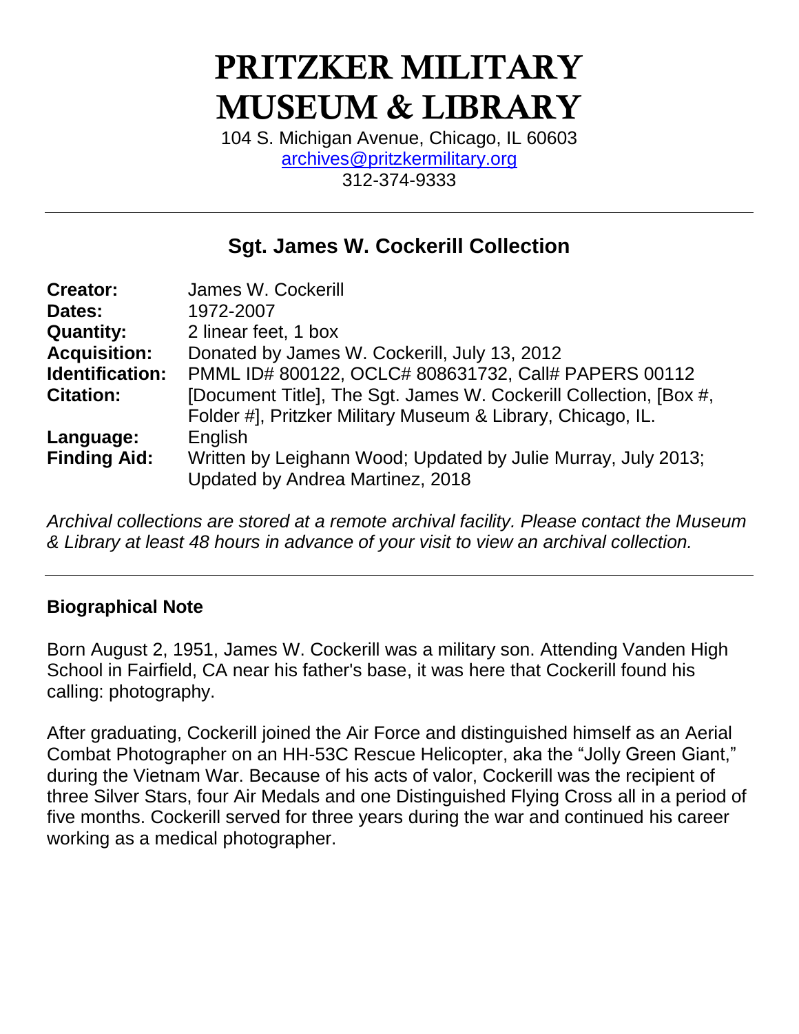# PRITZKER MILITARY MUSEUM & LIBRARY

104 S. Michigan Avenue, Chicago, IL 60603
archives@pritzkermilitary.org
312-374-9333

---

## Sgt. James W. Cockerill Collection

| | |
|---|---|
| **Creator:** | James W. Cockerill |
| **Dates:** | 1972-2007 |
| **Quantity:** | 2 linear feet, 1 box |
| **Acquisition:** | Donated by James W. Cockerill, July 13, 2012 |
| **Identification:** | PMML ID# 800122, OCLC# 808631732, Call# PAPERS 00112 |
| **Citation:** | [Document Title], The Sgt. James W. Cockerill Collection, [Box #, Folder #], Pritzker Military Museum & Library, Chicago, IL. |
| **Language:** | English |
| **Finding Aid:** | Written by Leighann Wood; Updated by Julie Murray, July 2013; Updated by Andrea Martinez, 2018 |

*Archival collections are stored at a remote archival facility. Please contact the Museum & Library at least 48 hours in advance of your visit to view an archival collection.*

---

### Biographical Note

Born August 2, 1951, James W. Cockerill was a military son. Attending Vanden High School in Fairfield, CA near his father's base, it was here that Cockerill found his calling: photography.

After graduating, Cockerill joined the Air Force and distinguished himself as an Aerial Combat Photographer on an HH-53C Rescue Helicopter, aka the "Jolly Green Giant," during the Vietnam War. Because of his acts of valor, Cockerill was the recipient of three Silver Stars, four Air Medals and one Distinguished Flying Cross all in a period of five months. Cockerill served for three years during the war and continued his career working as a medical photographer.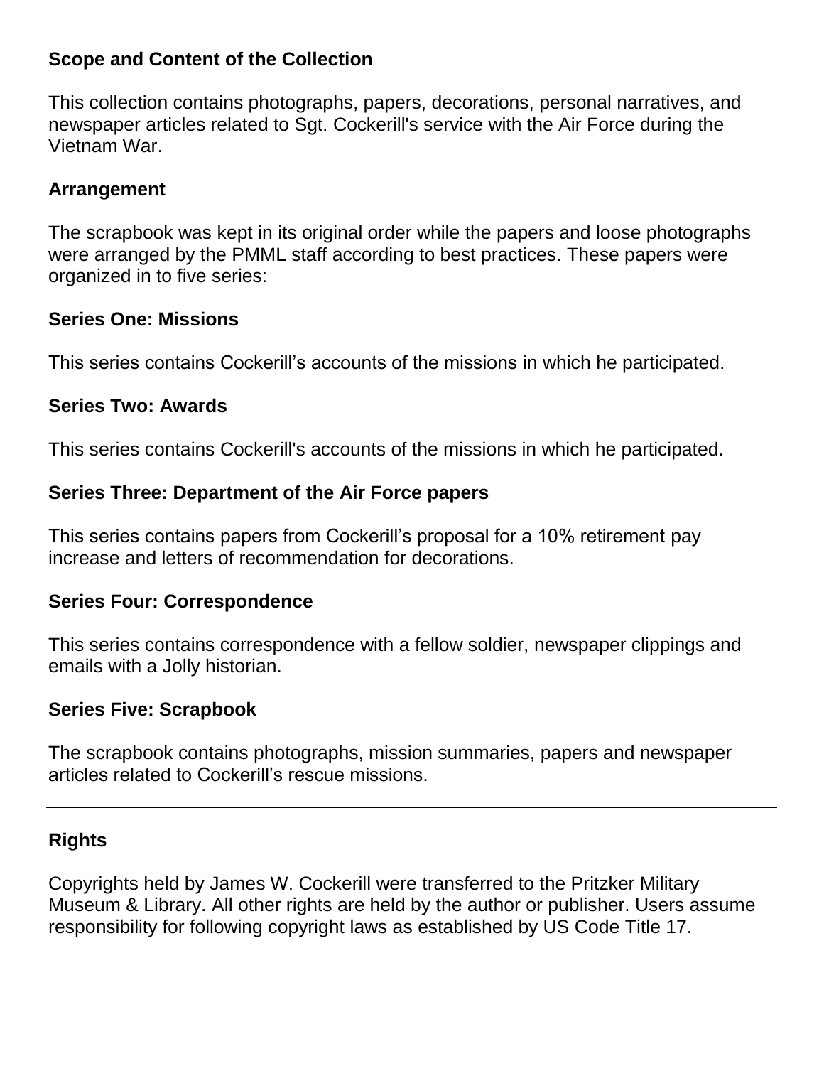## Scope and Content of the Collection

This collection contains photographs, papers, decorations, personal narratives, and newspaper articles related to Sgt. Cockerill's service with the Air Force during the Vietnam War.

## Arrangement

The scrapbook was kept in its original order while the papers and loose photographs were arranged by the PMML staff according to best practices. These papers were organized in to five series:

### Series One: Missions

This series contains Cockerill's accounts of the missions in which he participated.

### Series Two: Awards

This series contains Cockerill's accounts of the missions in which he participated.

### Series Three: Department of the Air Force papers

This series contains papers from Cockerill's proposal for a 10% retirement pay increase and letters of recommendation for decorations.

### Series Four: Correspondence

This series contains correspondence with a fellow soldier, newspaper clippings and emails with a Jolly historian.

### Series Five: Scrapbook

The scrapbook contains photographs, mission summaries, papers and newspaper articles related to Cockerill's rescue missions.

---

## Rights

Copyrights held by James W. Cockerill were transferred to the Pritzker Military Museum & Library. All other rights are held by the author or publisher. Users assume responsibility for following copyright laws as established by US Code Title 17.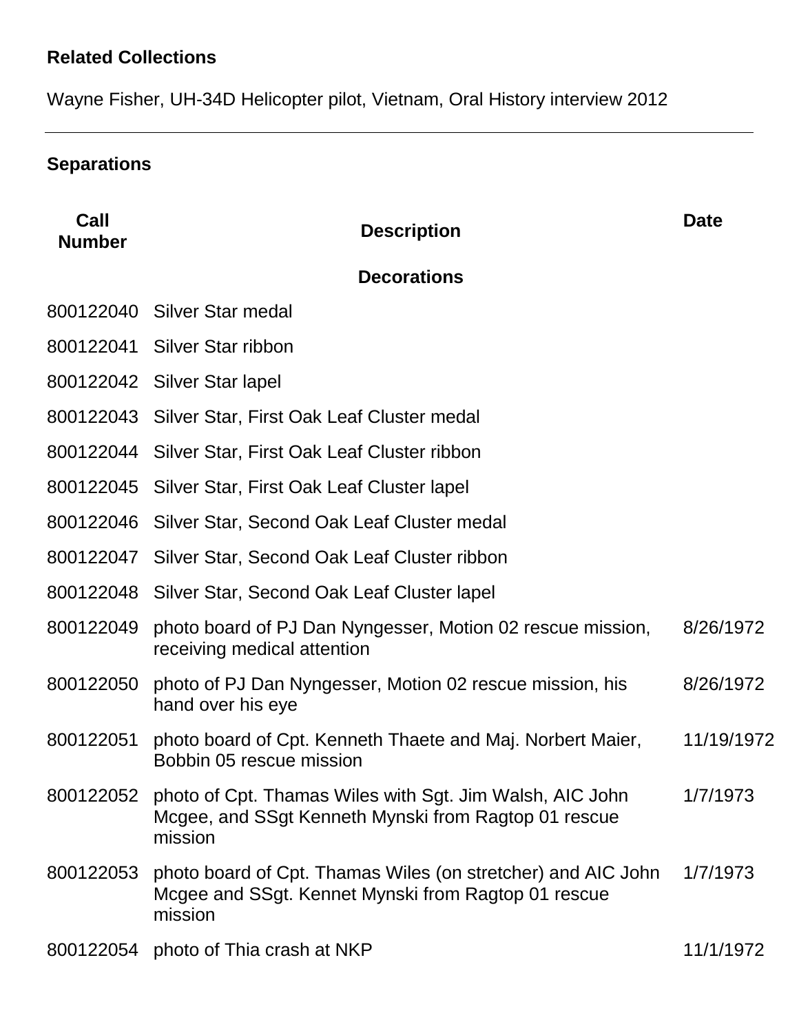**Related Collections**

Wayne Fisher, UH-34D Helicopter pilot, Vietnam, Oral History interview 2012

---

**Separations**

| Call Number | Description | Date |
|---|---|---|
| | **Decorations** | |
| 800122040 | Silver Star medal | |
| 800122041 | Silver Star ribbon | |
| 800122042 | Silver Star lapel | |
| 800122043 | Silver Star, First Oak Leaf Cluster medal | |
| 800122044 | Silver Star, First Oak Leaf Cluster ribbon | |
| 800122045 | Silver Star, First Oak Leaf Cluster lapel | |
| 800122046 | Silver Star, Second Oak Leaf Cluster medal | |
| 800122047 | Silver Star, Second Oak Leaf Cluster ribbon | |
| 800122048 | Silver Star, Second Oak Leaf Cluster lapel | |
| 800122049 | photo board of PJ Dan Nyngesser, Motion 02 rescue mission, receiving medical attention | 8/26/1972 |
| 800122050 | photo of PJ Dan Nyngesser, Motion 02 rescue mission, his hand over his eye | 8/26/1972 |
| 800122051 | photo board of Cpt. Kenneth Thaete and Maj. Norbert Maier, Bobbin 05 rescue mission | 11/19/1972 |
| 800122052 | photo of Cpt. Thamas Wiles with Sgt. Jim Walsh, AIC John Mcgee, and SSgt Kenneth Mynski from Ragtop 01 rescue mission | 1/7/1973 |
| 800122053 | photo board of Cpt. Thamas Wiles (on stretcher) and AIC John Mcgee and SSgt. Kennet Mynski from Ragtop 01 rescue mission | 1/7/1973 |
| 800122054 | photo of Thia crash at NKP | 11/1/1972 |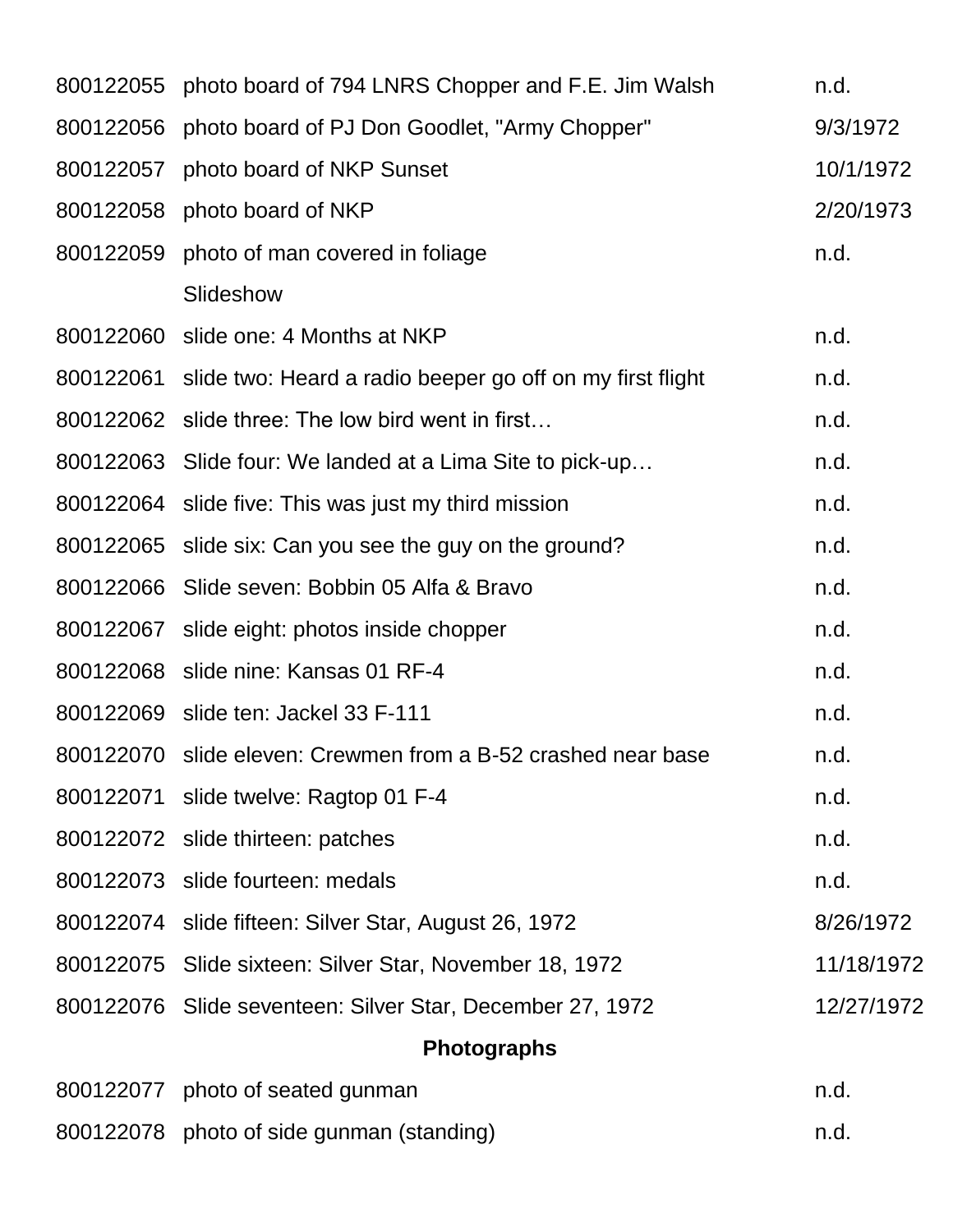| | | |
|---|---|---|
| 800122055 | photo board of 794 LNRS Chopper and F.E. Jim Walsh | n.d. |
| 800122056 | photo board of PJ Don Goodlet, "Army Chopper" | 9/3/1972 |
| 800122057 | photo board of NKP Sunset | 10/1/1972 |
| 800122058 | photo board of NKP | 2/20/1973 |
| 800122059 | photo of man covered in foliage | n.d. |
| | Slideshow | |
| 800122060 | slide one: 4 Months at NKP | n.d. |
| 800122061 | slide two: Heard a radio beeper go off on my first flight | n.d. |
| 800122062 | slide three: The low bird went in first… | n.d. |
| 800122063 | Slide four: We landed at a Lima Site to pick-up… | n.d. |
| 800122064 | slide five: This was just my third mission | n.d. |
| 800122065 | slide six: Can you see the guy on the ground? | n.d. |
| 800122066 | Slide seven: Bobbin 05 Alfa & Bravo | n.d. |
| 800122067 | slide eight: photos inside chopper | n.d. |
| 800122068 | slide nine: Kansas 01 RF-4 | n.d. |
| 800122069 | slide ten: Jackel 33 F-111 | n.d. |
| 800122070 | slide eleven: Crewmen from a B-52 crashed near base | n.d. |
| 800122071 | slide twelve: Ragtop 01 F-4 | n.d. |
| 800122072 | slide thirteen: patches | n.d. |
| 800122073 | slide fourteen: medals | n.d. |
| 800122074 | slide fifteen: Silver Star, August 26, 1972 | 8/26/1972 |
| 800122075 | Slide sixteen: Silver Star, November 18, 1972 | 11/18/1972 |
| 800122076 | Slide seventeen: Silver Star, December 27, 1972 | 12/27/1972 |

**Photographs**

| | | |
|---|---|---|
| 800122077 | photo of seated gunman | n.d. |
| 800122078 | photo of side gunman (standing) | n.d. |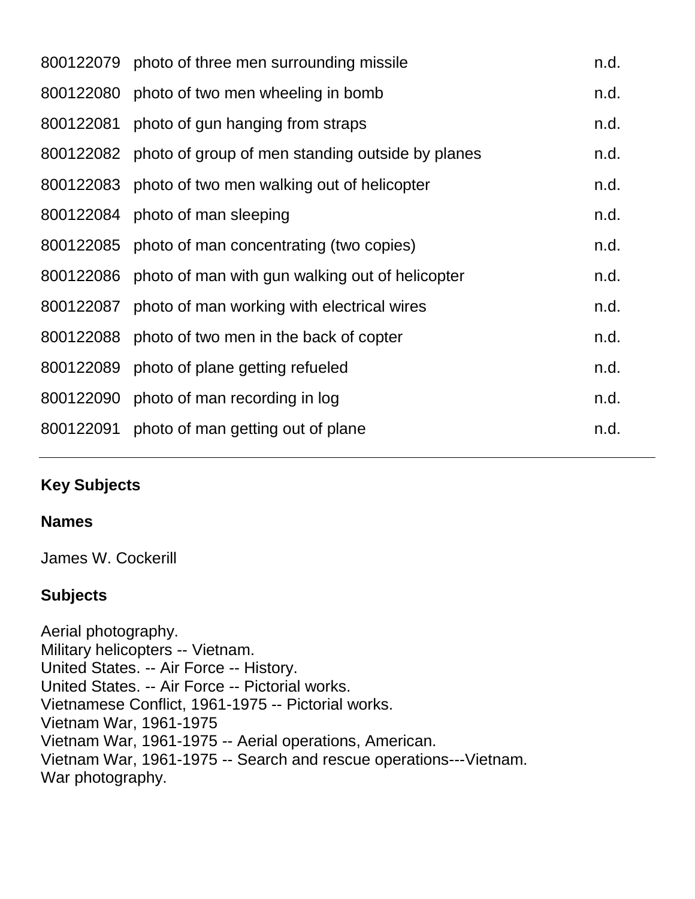| | | |
|---|---|---|
| 800122079 | photo of three men surrounding missile | n.d. |
| 800122080 | photo of two men wheeling in bomb | n.d. |
| 800122081 | photo of gun hanging from straps | n.d. |
| 800122082 | photo of group of men standing outside by planes | n.d. |
| 800122083 | photo of two men walking out of helicopter | n.d. |
| 800122084 | photo of man sleeping | n.d. |
| 800122085 | photo of man concentrating (two copies) | n.d. |
| 800122086 | photo of man with gun walking out of helicopter | n.d. |
| 800122087 | photo of man working with electrical wires | n.d. |
| 800122088 | photo of two men in the back of copter | n.d. |
| 800122089 | photo of plane getting refueled | n.d. |
| 800122090 | photo of man recording in log | n.d. |
| 800122091 | photo of man getting out of plane | n.d. |

---

**Key Subjects**

**Names**

James W. Cockerill

**Subjects**

Aerial photography.
Military helicopters -- Vietnam.
United States. -- Air Force -- History.
United States. -- Air Force -- Pictorial works.
Vietnamese Conflict, 1961-1975 -- Pictorial works.
Vietnam War, 1961-1975
Vietnam War, 1961-1975 -- Aerial operations, American.
Vietnam War, 1961-1975 -- Search and rescue operations---Vietnam.
War photography.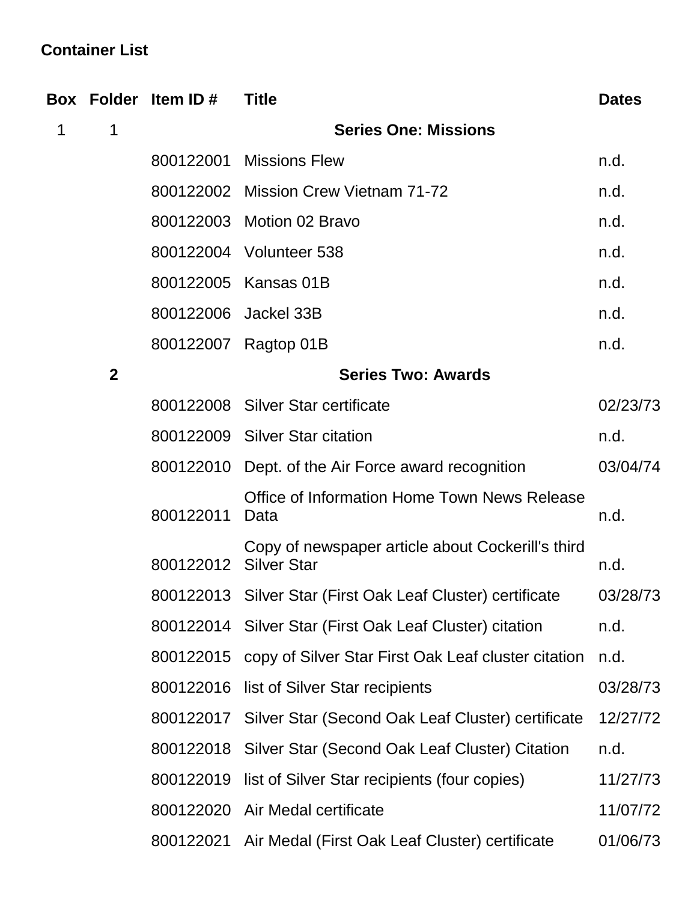**Container List**

| Box | Folder | Item ID # | Title | Dates |
|---|---|---|---|---|
| 1 | 1 | | **Series One: Missions** | |
| | | 800122001 | Missions Flew | n.d. |
| | | 800122002 | Mission Crew Vietnam 71-72 | n.d. |
| | | 800122003 | Motion 02 Bravo | n.d. |
| | | 800122004 | Volunteer 538 | n.d. |
| | | 800122005 | Kansas 01B | n.d. |
| | | 800122006 | Jackel 33B | n.d. |
| | | 800122007 | Ragtop 01B | n.d. |
| | **2** | | **Series Two: Awards** | |
| | | 800122008 | Silver Star certificate | 02/23/73 |
| | | 800122009 | Silver Star citation | n.d. |
| | | 800122010 | Dept. of the Air Force award recognition | 03/04/74 |
| | | 800122011 | Office of Information Home Town News Release Data | n.d. |
| | | 800122012 | Copy of newspaper article about Cockerill's third Silver Star | n.d. |
| | | 800122013 | Silver Star (First Oak Leaf Cluster) certificate | 03/28/73 |
| | | 800122014 | Silver Star (First Oak Leaf Cluster) citation | n.d. |
| | | 800122015 | copy of Silver Star First Oak Leaf cluster citation | n.d. |
| | | 800122016 | list of Silver Star recipients | 03/28/73 |
| | | 800122017 | Silver Star (Second Oak Leaf Cluster) certificate | 12/27/72 |
| | | 800122018 | Silver Star (Second Oak Leaf Cluster) Citation | n.d. |
| | | 800122019 | list of Silver Star recipients (four copies) | 11/27/73 |
| | | 800122020 | Air Medal certificate | 11/07/72 |
| | | 800122021 | Air Medal (First Oak Leaf Cluster) certificate | 01/06/73 |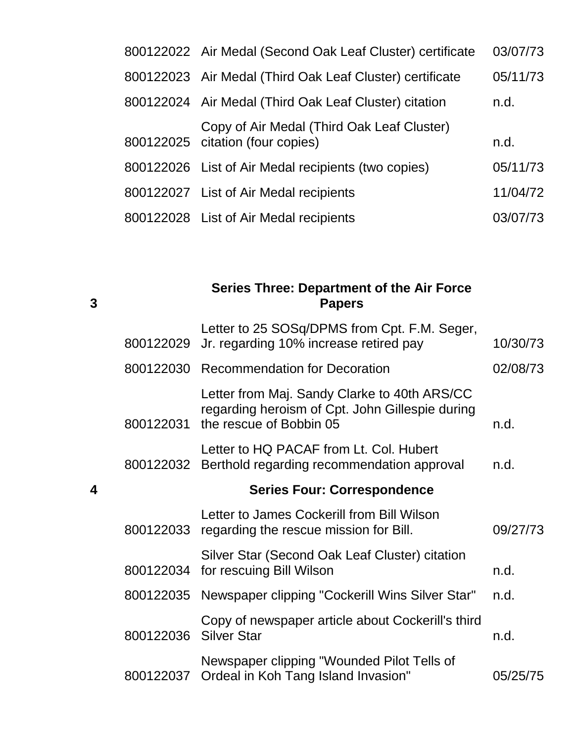| | | | |
|---|---|---|---|
| | 800122022 | Air Medal (Second Oak Leaf Cluster) certificate | 03/07/73 |
| | 800122023 | Air Medal (Third Oak Leaf Cluster) certificate | 05/11/73 |
| | 800122024 | Air Medal (Third Oak Leaf Cluster) citation | n.d. |
| | 800122025 | Copy of Air Medal (Third Oak Leaf Cluster) citation (four copies) | n.d. |
| | 800122026 | List of Air Medal recipients (two copies) | 05/11/73 |
| | 800122027 | List of Air Medal recipients | 11/04/72 |
| | 800122028 | List of Air Medal recipients | 03/07/73 |
| 3 | | **Series Three: Department of the Air Force Papers** | |
| | 800122029 | Letter to 25 SOSq/DPMS from Cpt. F.M. Seger, Jr. regarding 10% increase retired pay | 10/30/73 |
| | 800122030 | Recommendation for Decoration | 02/08/73 |
| | 800122031 | Letter from Maj. Sandy Clarke to 40th ARS/CC regarding heroism of Cpt. John Gillespie during the rescue of Bobbin 05 | n.d. |
| | 800122032 | Letter to HQ PACAF from Lt. Col. Hubert Berthold regarding recommendation approval | n.d. |
| 4 | | **Series Four: Correspondence** | |
| | 800122033 | Letter to James Cockerill from Bill Wilson regarding the rescue mission for Bill. | 09/27/73 |
| | 800122034 | Silver Star (Second Oak Leaf Cluster) citation for rescuing Bill Wilson | n.d. |
| | 800122035 | Newspaper clipping "Cockerill Wins Silver Star" | n.d. |
| | 800122036 | Copy of newspaper article about Cockerill's third Silver Star | n.d. |
| | 800122037 | Newspaper clipping "Wounded Pilot Tells of Ordeal in Koh Tang Island Invasion" | 05/25/75 |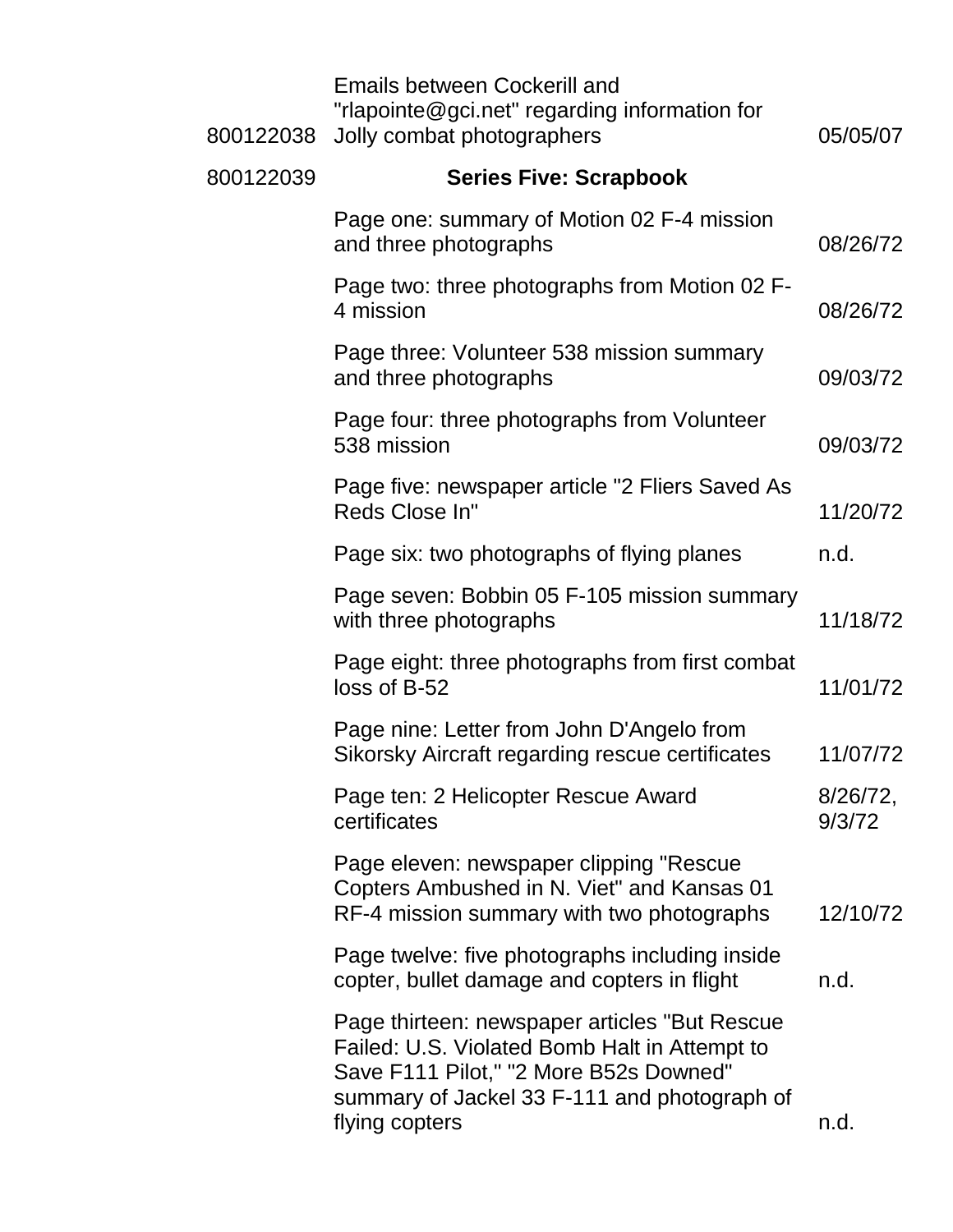| | | |
|---|---|---|
| 800122038 | Emails between Cockerill and "rlapointe@gci.net" regarding information for Jolly combat photographers | 05/05/07 |
| 800122039 | **Series Five: Scrapbook** | |
| | Page one: summary of Motion 02 F-4 mission and three photographs | 08/26/72 |
| | Page two: three photographs from Motion 02 F-4 mission | 08/26/72 |
| | Page three: Volunteer 538 mission summary and three photographs | 09/03/72 |
| | Page four: three photographs from Volunteer 538 mission | 09/03/72 |
| | Page five: newspaper article "2 Fliers Saved As Reds Close In" | 11/20/72 |
| | Page six: two photographs of flying planes | n.d. |
| | Page seven: Bobbin 05 F-105 mission summary with three photographs | 11/18/72 |
| | Page eight: three photographs from first combat loss of B-52 | 11/01/72 |
| | Page nine: Letter from John D'Angelo from Sikorsky Aircraft regarding rescue certificates | 11/07/72 |
| | Page ten: 2 Helicopter Rescue Award certificates | 8/26/72, 9/3/72 |
| | Page eleven: newspaper clipping "Rescue Copters Ambushed in N. Viet" and Kansas 01 RF-4 mission summary with two photographs | 12/10/72 |
| | Page twelve: five photographs including inside copter, bullet damage and copters in flight | n.d. |
| | Page thirteen: newspaper articles "But Rescue Failed: U.S. Violated Bomb Halt in Attempt to Save F111 Pilot," "2 More B52s Downed" summary of Jackel 33 F-111 and photograph of flying copters | n.d. |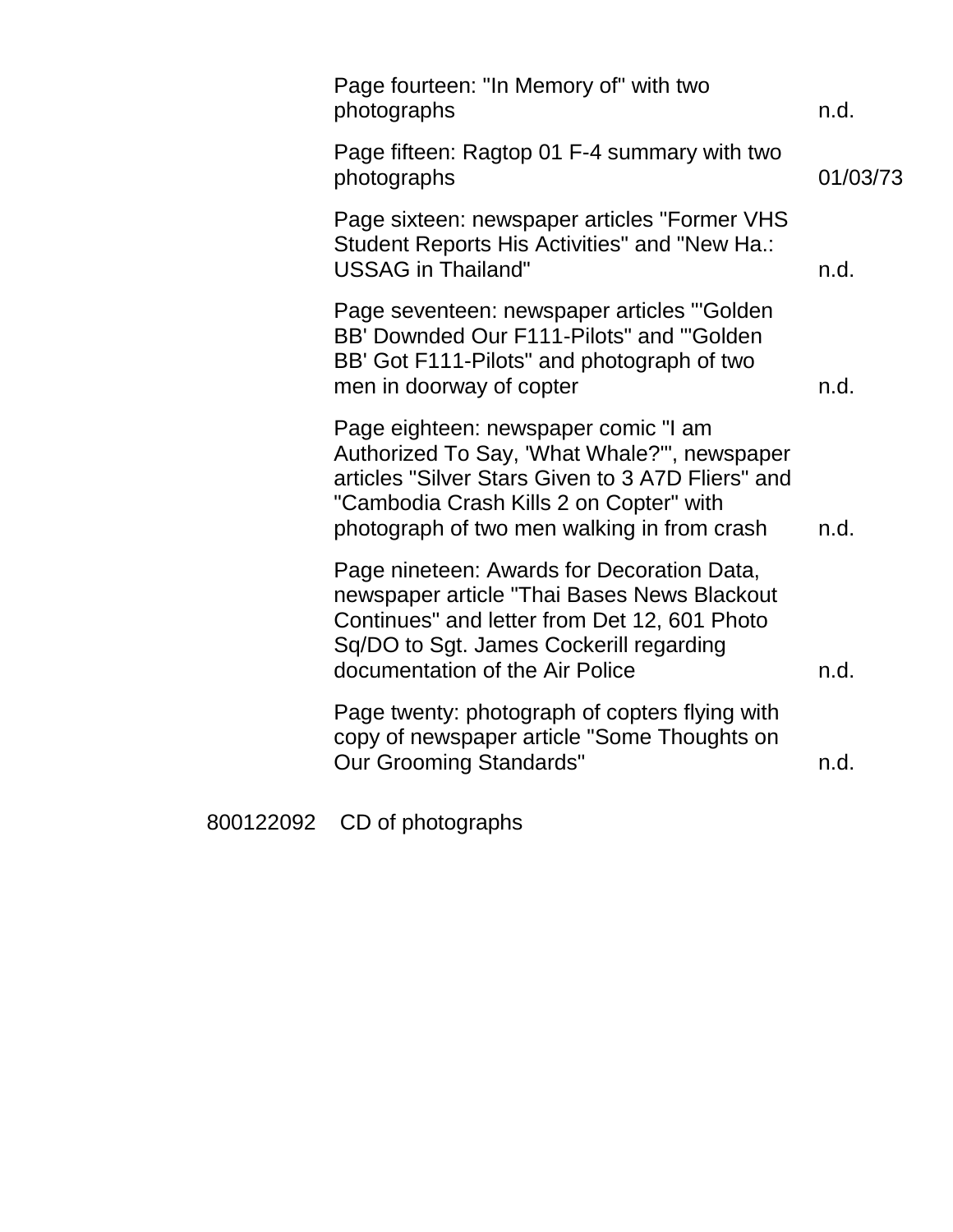| | | |
|---|---|---|
| | Page fourteen: "In Memory of" with two photographs | n.d. |
| | Page fifteen: Ragtop 01 F-4 summary with two photographs | 01/03/73 |
| | Page sixteen: newspaper articles "Former VHS Student Reports His Activities" and "New Ha.: USSAG in Thailand" | n.d. |
| | Page seventeen: newspaper articles "'Golden BB' Downded Our F111-Pilots" and "'Golden BB' Got F111-Pilots" and photograph of two men in doorway of copter | n.d. |
| | Page eighteen: newspaper comic "I am Authorized To Say, 'What Whale?'", newspaper articles "Silver Stars Given to 3 A7D Fliers" and "Cambodia Crash Kills 2 on Copter" with photograph of two men walking in from crash | n.d. |
| | Page nineteen: Awards for Decoration Data, newspaper article "Thai Bases News Blackout Continues" and letter from Det 12, 601 Photo Sq/DO to Sgt. James Cockerill regarding documentation of the Air Police | n.d. |
| | Page twenty: photograph of copters flying with copy of newspaper article "Some Thoughts on Our Grooming Standards" | n.d. |
| 800122092 | CD of photographs | |